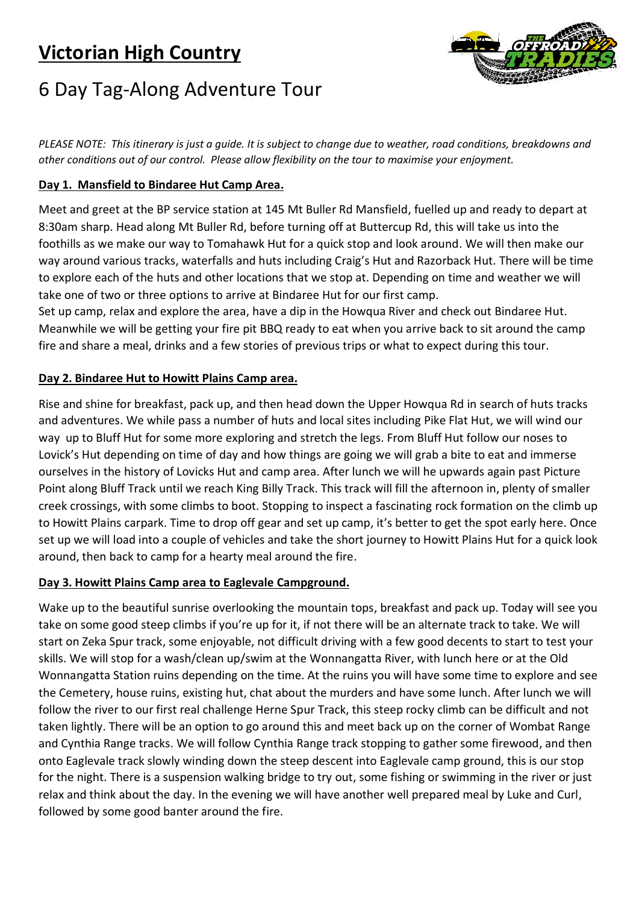# Victorian High Country

## 6 Day Tag-Along Adventure Tour

*PLEASE NOTE: This itinerary is just a guide. It is subject to change due to weather, road conditions, breakdowns and other conditions out of our control. Please allow flexibility on the tour to maximise your enjoyment.*

### Day 1. Mansfield to Bindaree Hut Camp Area.

Meet and greet at the BP service station at 145 Mt Buller Rd Mansfield, fuelled up and ready to depart at 8:30am sharp. Head along Mt Buller Rd, before turning off at Buttercup Rd, this will take us into the foothills as we make our way to Tomahawk Hut for a quick stop and look around. We will then make our way around various tracks, waterfalls and huts including Craig's Hut and Razorback Hut. There will be time to explore each of the huts and other locations that we stop at. Depending on time and weather we will take one of two or three options to arrive at Bindaree Hut for our first camp.

Set up camp, relax and explore the area, have a dip in the Howqua River and check out Bindaree Hut. Meanwhile we will be getting your fire pit BBQ ready to eat when you arrive back to sit around the camp fire and share a meal, drinks and a few stories of previous trips or what to expect during this tour.

### Day 2. Bindaree Hut to Howitt Plains Camp area.

Rise and shine for breakfast, pack up, and then head down the Upper Howqua Rd in search of huts tracks and adventures. We while pass a number of huts and local sites including Pike Flat Hut, we will wind our way up to Bluff Hut for some more exploring and stretch the legs. From Bluff Hut follow our noses to Lovick's Hut depending on time of day and how things are going we will grab a bite to eat and immerse ourselves in the history of Lovicks Hut and camp area. After lunch we will he upwards again past Picture Point along Bluff Track until we reach King Billy Track. This track will fill the afternoon in, plenty of smaller creek crossings, with some climbs to boot. Stopping to inspect a fascinating rock formation on the climb up to Howitt Plains carpark. Time to drop off gear and set up camp, it's better to get the spot early here. Once set up we will load into a couple of vehicles and take the short journey to Howitt Plains Hut for a quick look around, then back to camp for a hearty meal around the fire.

### Day 3. Howitt Plains Camp area to Eaglevale Campground.

Wake up to the beautiful sunrise overlooking the mountain tops, breakfast and pack up. Today will see you take on some good steep climbs if you're up for it, if not there will be an alternate track to take. We will start on Zeka Spur track, some enjoyable, not difficult driving with a few good decents to start to test your skills. We will stop for a wash/clean up/swim at the Wonnangatta River, with lunch here or at the Old Wonnangatta Station ruins depending on the time. At the ruins you will have some time to explore and see the Cemetery, house ruins, existing hut, chat about the murders and have some lunch. After lunch we will follow the river to our first real challenge Herne Spur Track, this steep rocky climb can be difficult and not taken lightly. There will be an option to go around this and meet back up on the corner of Wombat Range and Cynthia Range tracks. We will follow Cynthia Range track stopping to gather some firewood, and then onto Eaglevale track slowly winding down the steep descent into Eaglevale camp ground, this is our stop for the night. There is a suspension walking bridge to try out, some fishing or swimming in the river or just relax and think about the day. In the evening we will have another well prepared meal by Luke and Curl, followed by some good banter around the fire.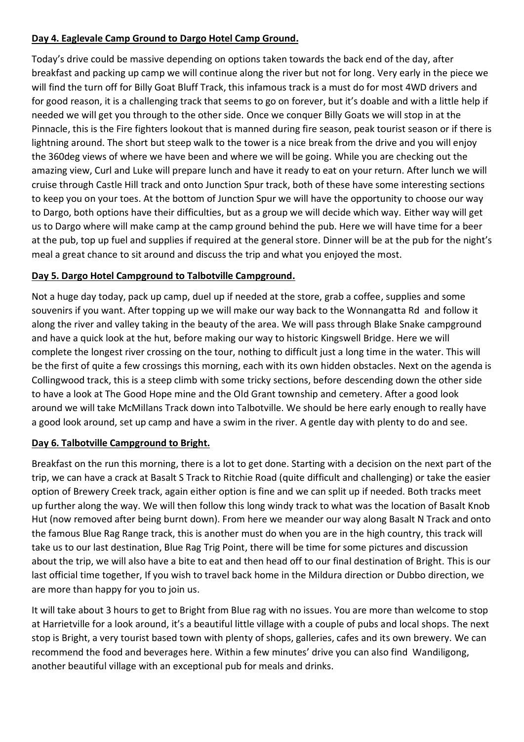**Day 4. Eaglevale Camp Ground to Dargo Hotel Camp Ground.**

Today's drive could be massive depending on options taken towards the back end of the day, after breakfast and packing up camp we will continue along the river but not for long. Very early in the piece we will find the turn off for Billy Goat Bluff Track, this infamous track is a must do for most 4WD drivers and for good reason, it is a challenging track that seems to go on forever, but it's doable and with a little help if needed we will get you through to the other side. Once we conquer Billy Goats we will stop in at the Pinnacle, this is the Fire fighters lookout that is manned during fire season, peak tourist season or if there is lightning around. The short but steep walk to the tower is a nice break from the drive and you will enjoy the 360deg views of where we have been and where we will be going. While you are checking out the amazing view, Curl and Luke will prepare lunch and have it ready to eat on your return. After lunch we will cruise through Castle Hill track and onto Junction Spur track, both of these have some interesting sections to keep you on your toes. At the bottom of Junction Spur we will have the opportunity to choose our way to Dargo, both options have their difficulties, but as a group we will decide which way. Either way will get us to Dargo where will make camp at the camp ground behind the pub. Here we will have time for a beer at the pub, top up fuel and supplies if required at the general store. Dinner will be at the pub for the night's meal a great chance to sit around and discuss the trip and what you enjoyed the most.

**Day 5. Dargo Hotel Campground to Talbotville Campground.**

Not a huge day today, pack up camp, duel up if needed at the store, grab a coffee, supplies and some souvenirs if you want. After topping up we will make our way back to the Wonnangatta Rd and follow it along the river and valley taking in the beauty of the area. We will pass through Blake Snake campground and have a quick look at the hut, before making our way to historic Kingswell Bridge. Here we will complete the longest river crossing on the tour, nothing to difficult just a long time in the water. This will be the first of quite a few crossings this morning, each with its own hidden obstacles. Next on the agenda is Collingwood track, this is a steep climb with some tricky sections, before descending down the other side to have a look at The Good Hope mine and the Old Grant township and cemetery. After a good look around we will take McMillans Track down into Talbotville. We should be here early enough to really have a good look around, set up camp and have a swim in the river. A gentle day with plenty to do and see.

**Day 6. Talbotville Campground to Bright.**

Breakfast on the run this morning, there is a lot to get done. Starting with a decision on the next part of the trip, we can have a crack at Basalt S Track to Ritchie Road (quite difficult and challenging) or take the easier option of Brewery Creek track, again either option is fine and we can split up if needed. Both tracks meet up further along the way. We will then follow this long windy track to what was the location of Basalt Knob Hut (now removed after being burnt down). From here we meander our way along Basalt N Track and onto the famous Blue Rag Range track, this is another must do when you are in the high country, this track will take us to our last destination, Blue Rag Trig Point, there will be time for some pictures and discussion about the trip, we will also have a bite to eat and then head off to our final destination of Bright. This is our last official time together, If you wish to travel back home in the Mildura direction or Dubbo direction, we are more than happy for you to join us.

It will take about 3 hours to get to Bright from Blue rag with no issues. You are more than welcome to stop at Harrietville for a look around, it's a beautiful little village with a couple of pubs and local shops. The next stop is Bright, a very tourist based town with plenty of shops, galleries, cafes and its own brewery. We can recommend the food and beverages here. Within a few minutes' drive you can also find Wandiligong, another beautiful village with an exceptional pub for meals and drinks.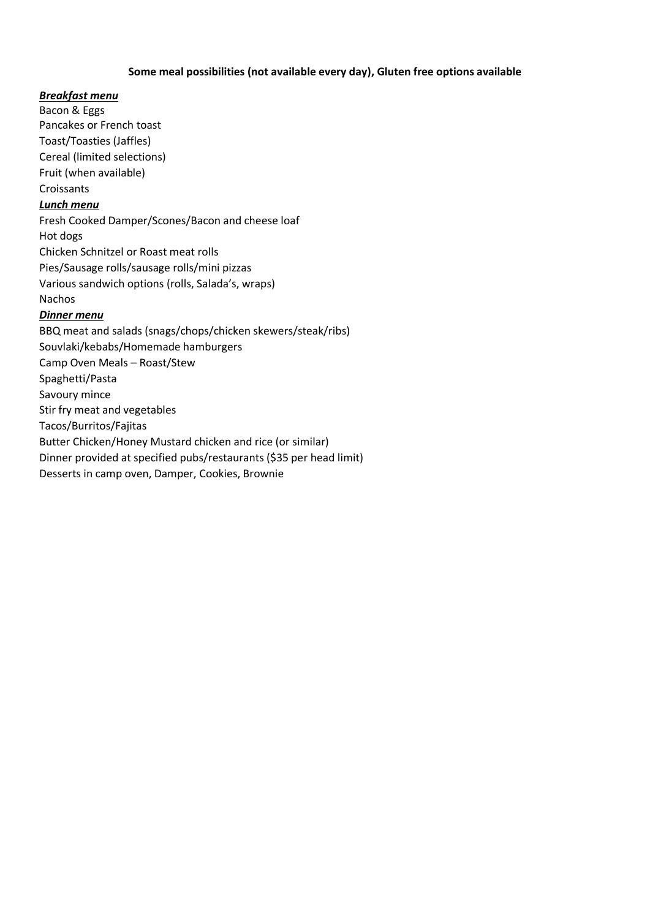**Some meal possibilities (not available every day), Gluten free options available**

***Breakfast menu***

Bacon & Eggs
Pancakes or French toast
Toast/Toasties (Jaffles)
Cereal (limited selections)
Fruit (when available)
Croissants

***Lunch menu***

Fresh Cooked Damper/Scones/Bacon and cheese loaf
Hot dogs
Chicken Schnitzel or Roast meat rolls
Pies/Sausage rolls/sausage rolls/mini pizzas
Various sandwich options (rolls, Salada's, wraps)
Nachos

***Dinner menu***

BBQ meat and salads (snags/chops/chicken skewers/steak/ribs)
Souvlaki/kebabs/Homemade hamburgers
Camp Oven Meals – Roast/Stew
Spaghetti/Pasta
Savoury mince
Stir fry meat and vegetables
Tacos/Burritos/Fajitas
Butter Chicken/Honey Mustard chicken and rice (or similar)
Dinner provided at specified pubs/restaurants ($35 per head limit)
Desserts in camp oven, Damper, Cookies, Brownie